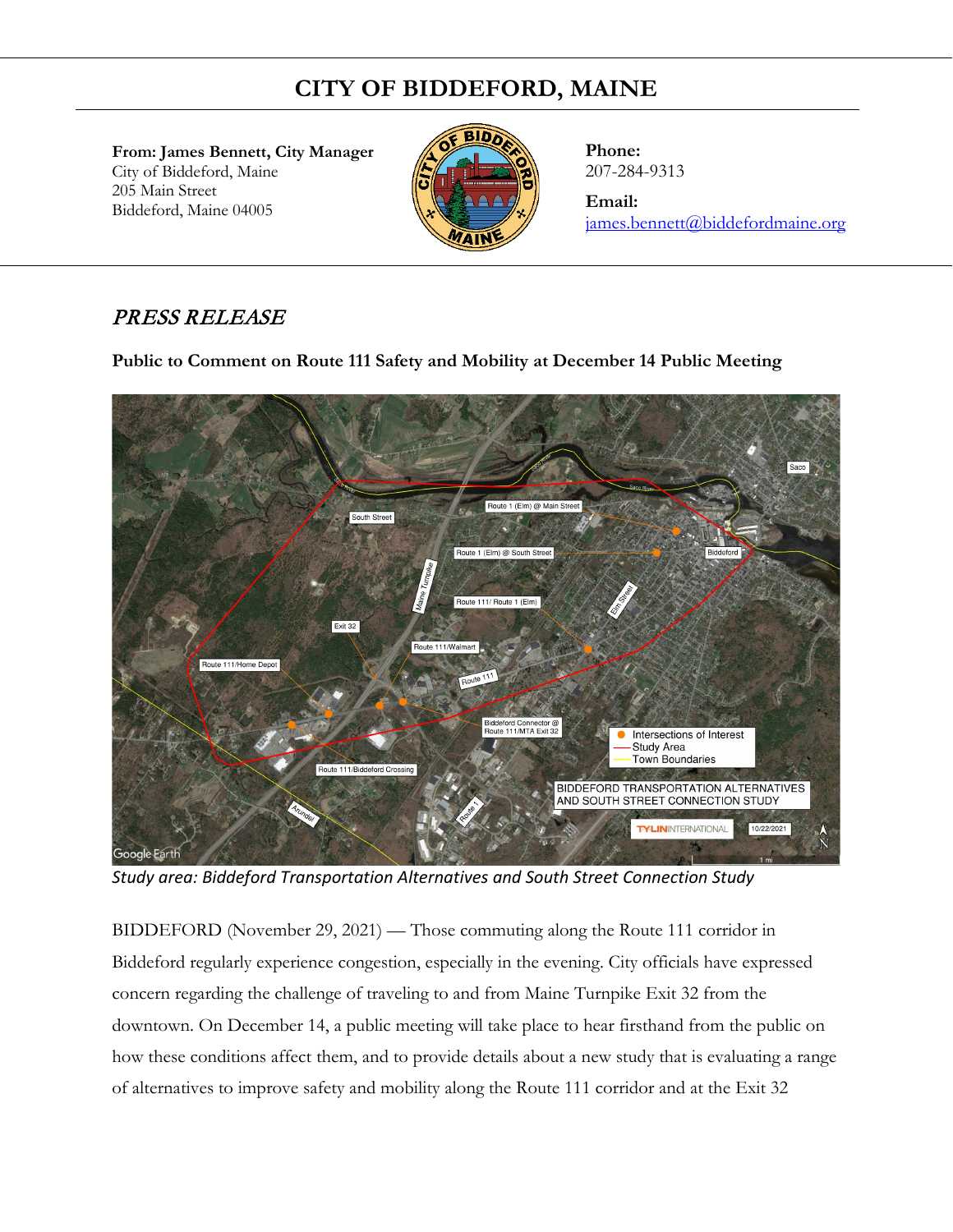# CITY OF BIDDEFORD, MAINE

**From: James Bennett, City Manager**
City of Biddeford, Maine
205 Main Street
Biddeford, Maine 04005

**Phone:**
207-284-9313

**Email:**
james.bennett@biddefordmaine.org

## *PRESS RELEASE*

**Public to Comment on Route 111 Safety and Mobility at December 14 Public Meeting**

*Study area: Biddeford Transportation Alternatives and South Street Connection Study*

BIDDEFORD (November 29, 2021) — Those commuting along the Route 111 corridor in Biddeford regularly experience congestion, especially in the evening. City officials have expressed concern regarding the challenge of traveling to and from Maine Turnpike Exit 32 from the downtown. On December 14, a public meeting will take place to hear firsthand from the public on how these conditions affect them, and to provide details about a new study that is evaluating a range of alternatives to improve safety and mobility along the Route 111 corridor and at the Exit 32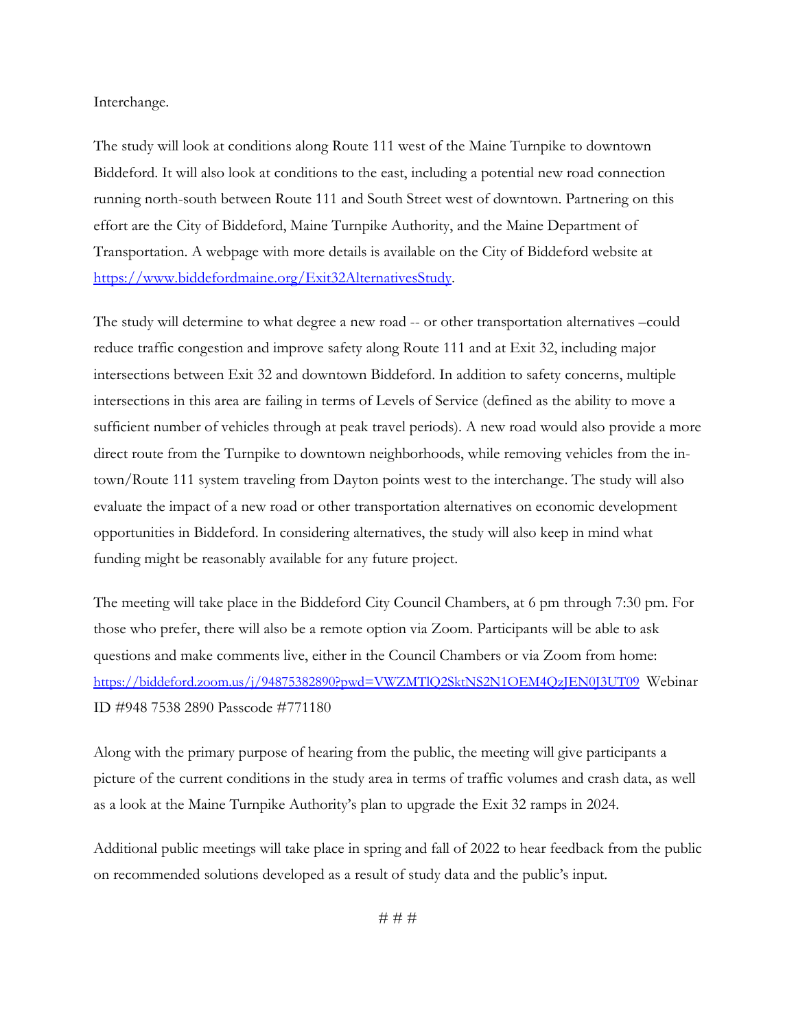Interchange.

The study will look at conditions along Route 111 west of the Maine Turnpike to downtown Biddeford. It will also look at conditions to the east, including a potential new road connection running north-south between Route 111 and South Street west of downtown. Partnering on this effort are the City of Biddeford, Maine Turnpike Authority, and the Maine Department of Transportation. A webpage with more details is available on the City of Biddeford website at https://www.biddefordmaine.org/Exit32AlternativesStudy.

The study will determine to what degree a new road -- or other transportation alternatives –could reduce traffic congestion and improve safety along Route 111 and at Exit 32, including major intersections between Exit 32 and downtown Biddeford. In addition to safety concerns, multiple intersections in this area are failing in terms of Levels of Service (defined as the ability to move a sufficient number of vehicles through at peak travel periods). A new road would also provide a more direct route from the Turnpike to downtown neighborhoods, while removing vehicles from the in-town/Route 111 system traveling from Dayton points west to the interchange. The study will also evaluate the impact of a new road or other transportation alternatives on economic development opportunities in Biddeford. In considering alternatives, the study will also keep in mind what funding might be reasonably available for any future project.

The meeting will take place in the Biddeford City Council Chambers, at 6 pm through 7:30 pm. For those who prefer, there will also be a remote option via Zoom. Participants will be able to ask questions and make comments live, either in the Council Chambers or via Zoom from home: https://biddeford.zoom.us/j/94875382890?pwd=VWZMTlQ2SktNS2N1OEM4QzJEN0J3UT09 Webinar ID #948 7538 2890 Passcode #771180

Along with the primary purpose of hearing from the public, the meeting will give participants a picture of the current conditions in the study area in terms of traffic volumes and crash data, as well as a look at the Maine Turnpike Authority's plan to upgrade the Exit 32 ramps in 2024.

Additional public meetings will take place in spring and fall of 2022 to hear feedback from the public on recommended solutions developed as a result of study data and the public's input.

# # #